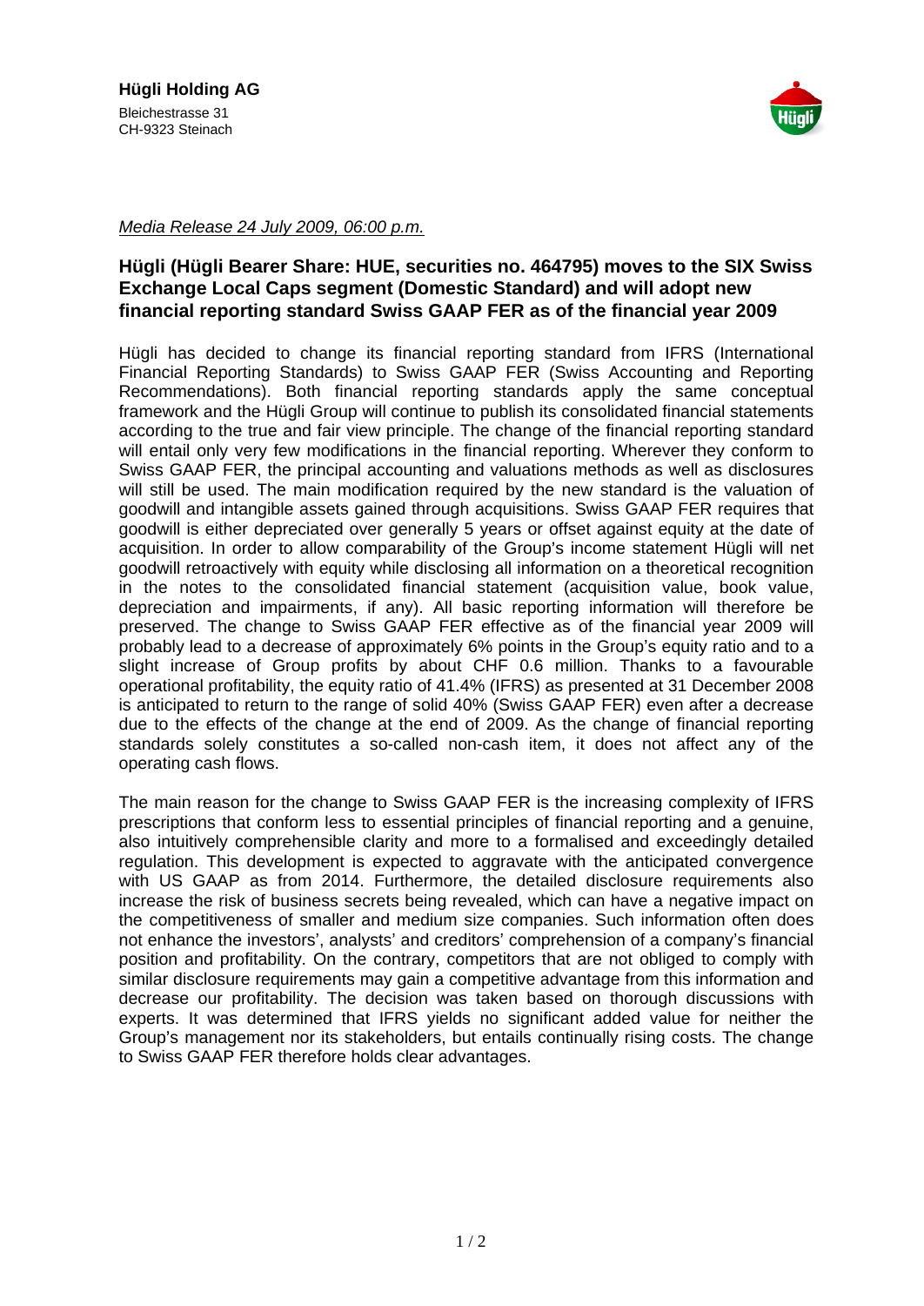**Hügli Holding AG**

Bleichestrasse 31
CH-9323 Steinach

*Media Release 24 July 2009, 06:00 p.m.*

## Hügli (Hügli Bearer Share: HUE, securities no. 464795) moves to the SIX Swiss Exchange Local Caps segment (Domestic Standard) and will adopt new financial reporting standard Swiss GAAP FER as of the financial year 2009

Hügli has decided to change its financial reporting standard from IFRS (International Financial Reporting Standards) to Swiss GAAP FER (Swiss Accounting and Reporting Recommendations). Both financial reporting standards apply the same conceptual framework and the Hügli Group will continue to publish its consolidated financial statements according to the true and fair view principle. The change of the financial reporting standard will entail only very few modifications in the financial reporting. Wherever they conform to Swiss GAAP FER, the principal accounting and valuations methods as well as disclosures will still be used. The main modification required by the new standard is the valuation of goodwill and intangible assets gained through acquisitions. Swiss GAAP FER requires that goodwill is either depreciated over generally 5 years or offset against equity at the date of acquisition. In order to allow comparability of the Group's income statement Hügli will net goodwill retroactively with equity while disclosing all information on a theoretical recognition in the notes to the consolidated financial statement (acquisition value, book value, depreciation and impairments, if any). All basic reporting information will therefore be preserved. The change to Swiss GAAP FER effective as of the financial year 2009 will probably lead to a decrease of approximately 6% points in the Group's equity ratio and to a slight increase of Group profits by about CHF 0.6 million. Thanks to a favourable operational profitability, the equity ratio of 41.4% (IFRS) as presented at 31 December 2008 is anticipated to return to the range of solid 40% (Swiss GAAP FER) even after a decrease due to the effects of the change at the end of 2009. As the change of financial reporting standards solely constitutes a so-called non-cash item, it does not affect any of the operating cash flows.

The main reason for the change to Swiss GAAP FER is the increasing complexity of IFRS prescriptions that conform less to essential principles of financial reporting and a genuine, also intuitively comprehensible clarity and more to a formalised and exceedingly detailed regulation. This development is expected to aggravate with the anticipated convergence with US GAAP as from 2014. Furthermore, the detailed disclosure requirements also increase the risk of business secrets being revealed, which can have a negative impact on the competitiveness of smaller and medium size companies. Such information often does not enhance the investors', analysts' and creditors' comprehension of a company's financial position and profitability. On the contrary, competitors that are not obliged to comply with similar disclosure requirements may gain a competitive advantage from this information and decrease our profitability. The decision was taken based on thorough discussions with experts. It was determined that IFRS yields no significant added value for neither the Group's management nor its stakeholders, but entails continually rising costs. The change to Swiss GAAP FER therefore holds clear advantages.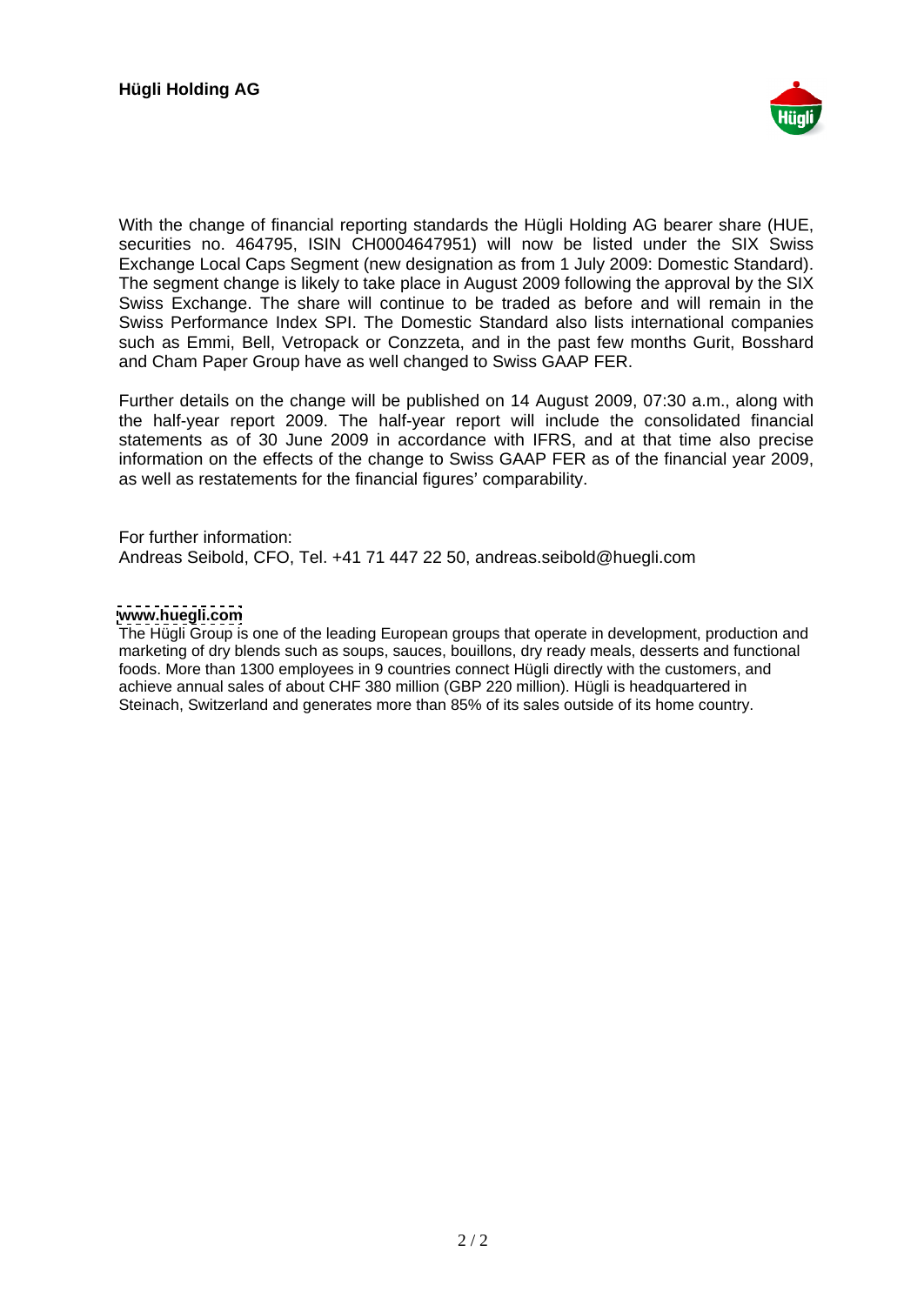**Hügli Holding AG**

With the change of financial reporting standards the Hügli Holding AG bearer share (HUE, securities no. 464795, ISIN CH0004647951) will now be listed under the SIX Swiss Exchange Local Caps Segment (new designation as from 1 July 2009: Domestic Standard). The segment change is likely to take place in August 2009 following the approval by the SIX Swiss Exchange. The share will continue to be traded as before and will remain in the Swiss Performance Index SPI. The Domestic Standard also lists international companies such as Emmi, Bell, Vetropack or Conzzeta, and in the past few months Gurit, Bosshard and Cham Paper Group have as well changed to Swiss GAAP FER.

Further details on the change will be published on 14 August 2009, 07:30 a.m., along with the half-year report 2009. The half-year report will include the consolidated financial statements as of 30 June 2009 in accordance with IFRS, and at that time also precise information on the effects of the change to Swiss GAAP FER as of the financial year 2009, as well as restatements for the financial figures' comparability.

For further information:
Andreas Seibold, CFO, Tel. +41 71 447 22 50, andreas.seibold@huegli.com

**www.huegli.com**
The Hügli Group is one of the leading European groups that operate in development, production and marketing of dry blends such as soups, sauces, bouillons, dry ready meals, desserts and functional foods. More than 1300 employees in 9 countries connect Hügli directly with the customers, and achieve annual sales of about CHF 380 million (GBP 220 million). Hügli is headquartered in Steinach, Switzerland and generates more than 85% of its sales outside of its home country.